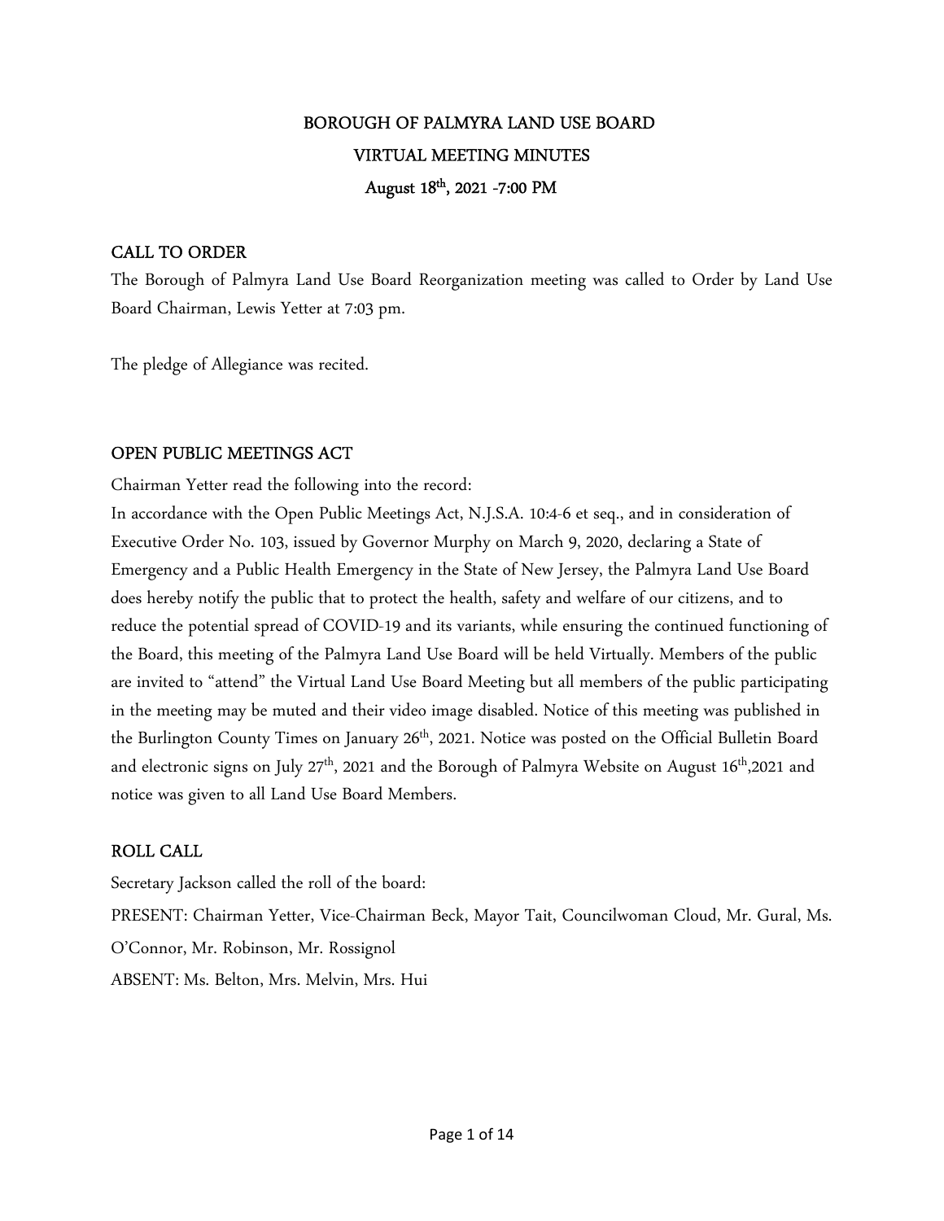# BOROUGH OF PALMYRA LAND USE BOARD

## VIRTUAL MEETING MINUTES

## August 18th, 2021 -7:00 PM

### CALL TO ORDER

The Borough of Palmyra Land Use Board Reorganization meeting was called to Order by Land Use Board Chairman, Lewis Yetter at 7:03 pm.

The pledge of Allegiance was recited.

### OPEN PUBLIC MEETINGS ACT

Chairman Yetter read the following into the record:

In accordance with the Open Public Meetings Act, N.J.S.A. 10:4-6 et seq., and in consideration of Executive Order No. 103, issued by Governor Murphy on March 9, 2020, declaring a State of Emergency and a Public Health Emergency in the State of New Jersey, the Palmyra Land Use Board does hereby notify the public that to protect the health, safety and welfare of our citizens, and to reduce the potential spread of COVID-19 and its variants, while ensuring the continued functioning of the Board, this meeting of the Palmyra Land Use Board will be held Virtually. Members of the public are invited to "attend" the Virtual Land Use Board Meeting but all members of the public participating in the meeting may be muted and their video image disabled. Notice of this meeting was published in the Burlington County Times on January 26th, 2021. Notice was posted on the Official Bulletin Board and electronic signs on July 27th, 2021 and the Borough of Palmyra Website on August 16th,2021 and notice was given to all Land Use Board Members.

### ROLL CALL

Secretary Jackson called the roll of the board:

PRESENT: Chairman Yetter, Vice-Chairman Beck, Mayor Tait, Councilwoman Cloud, Mr. Gural, Ms. O'Connor, Mr. Robinson, Mr. Rossignol

ABSENT: Ms. Belton, Mrs. Melvin, Mrs. Hui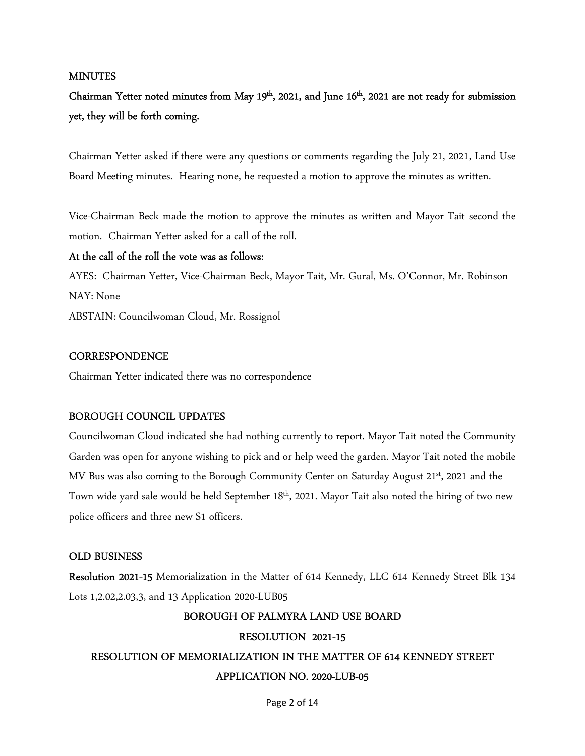## MINUTES

**Chairman Yetter noted minutes from May 19th, 2021, and June 16th, 2021 are not ready for submission yet, they will be forth coming.**

Chairman Yetter asked if there were any questions or comments regarding the July 21, 2021, Land Use Board Meeting minutes. Hearing none, he requested a motion to approve the minutes as written.

Vice-Chairman Beck made the motion to approve the minutes as written and Mayor Tait second the motion. Chairman Yetter asked for a call of the roll.

**At the call of the roll the vote was as follows:**

AYES: Chairman Yetter, Vice-Chairman Beck, Mayor Tait, Mr. Gural, Ms. O'Connor, Mr. Robinson

NAY: None

ABSTAIN: Councilwoman Cloud, Mr. Rossignol

## CORRESPONDENCE

Chairman Yetter indicated there was no correspondence

## BOROUGH COUNCIL UPDATES

Councilwoman Cloud indicated she had nothing currently to report. Mayor Tait noted the Community Garden was open for anyone wishing to pick and or help weed the garden. Mayor Tait noted the mobile MV Bus was also coming to the Borough Community Center on Saturday August 21st, 2021 and the Town wide yard sale would be held September 18th, 2021. Mayor Tait also noted the hiring of two new police officers and three new S1 officers.

## OLD BUSINESS

**Resolution 2021-15** Memorialization in the Matter of 614 Kennedy, LLC 614 Kennedy Street Blk 134 Lots 1,2.02,2.03,3, and 13 Application 2020-LUB05

BOROUGH OF PALMYRA LAND USE BOARD

RESOLUTION 2021-15

RESOLUTION OF MEMORIALIZATION IN THE MATTER OF 614 KENNEDY STREET

APPLICATION NO. 2020-LUB-05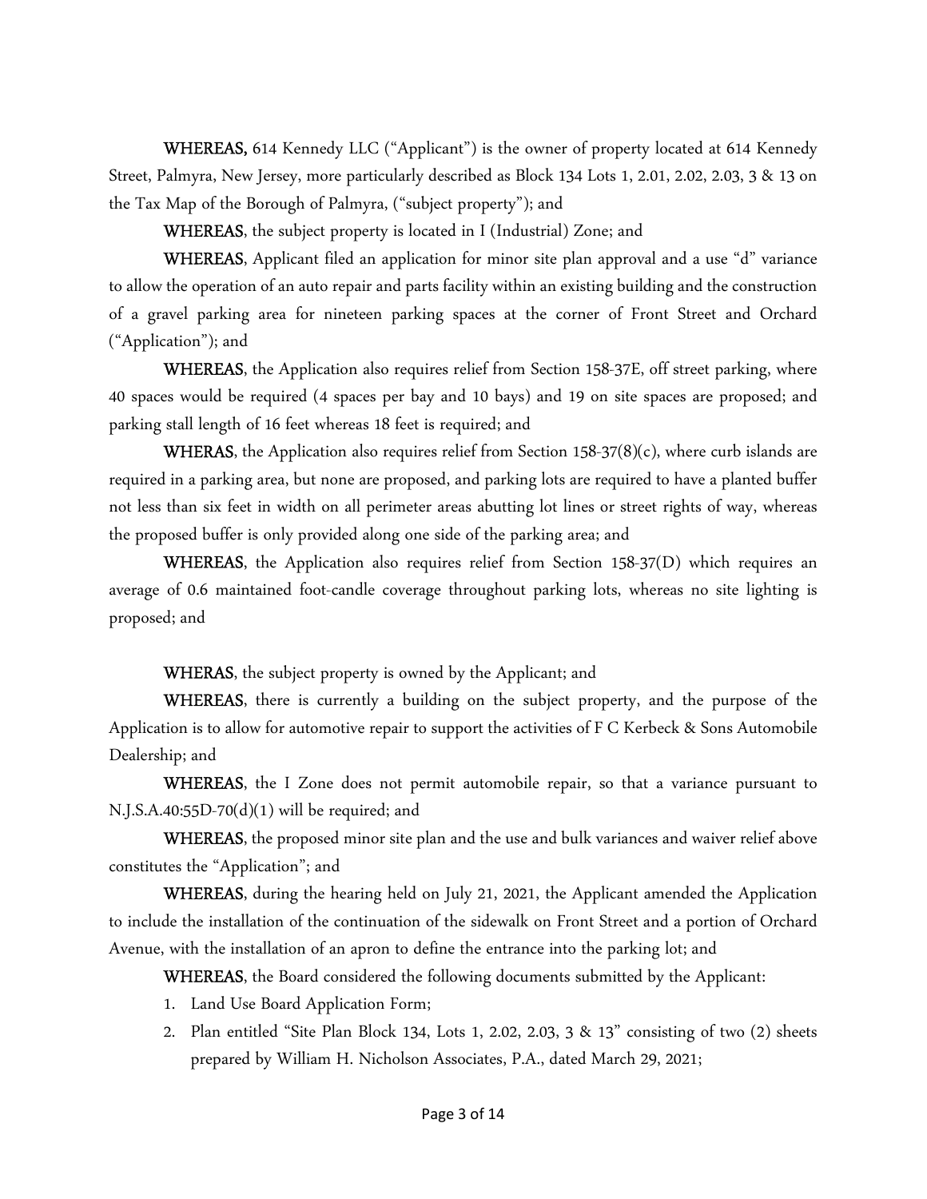**WHEREAS,** 614 Kennedy LLC ("Applicant") is the owner of property located at 614 Kennedy Street, Palmyra, New Jersey, more particularly described as Block 134 Lots 1, 2.01, 2.02, 2.03, 3 & 13 on the Tax Map of the Borough of Palmyra, ("subject property"); and

**WHEREAS**, the subject property is located in I (Industrial) Zone; and

**WHEREAS**, Applicant filed an application for minor site plan approval and a use "d" variance to allow the operation of an auto repair and parts facility within an existing building and the construction of a gravel parking area for nineteen parking spaces at the corner of Front Street and Orchard ("Application"); and

**WHEREAS**, the Application also requires relief from Section 158-37E, off street parking, where 40 spaces would be required (4 spaces per bay and 10 bays) and 19 on site spaces are proposed; and parking stall length of 16 feet whereas 18 feet is required; and

**WHERAS**, the Application also requires relief from Section 158-37(8)(c), where curb islands are required in a parking area, but none are proposed, and parking lots are required to have a planted buffer not less than six feet in width on all perimeter areas abutting lot lines or street rights of way, whereas the proposed buffer is only provided along one side of the parking area; and

**WHEREAS**, the Application also requires relief from Section 158-37(D) which requires an average of 0.6 maintained foot-candle coverage throughout parking lots, whereas no site lighting is proposed; and

**WHERAS**, the subject property is owned by the Applicant; and

**WHEREAS**, there is currently a building on the subject property, and the purpose of the Application is to allow for automotive repair to support the activities of F C Kerbeck & Sons Automobile Dealership; and

**WHEREAS**, the I Zone does not permit automobile repair, so that a variance pursuant to N.J.S.A.40:55D-70(d)(1) will be required; and

**WHEREAS**, the proposed minor site plan and the use and bulk variances and waiver relief above constitutes the "Application"; and

**WHEREAS**, during the hearing held on July 21, 2021, the Applicant amended the Application to include the installation of the continuation of the sidewalk on Front Street and a portion of Orchard Avenue, with the installation of an apron to define the entrance into the parking lot; and

**WHEREAS**, the Board considered the following documents submitted by the Applicant:

1. Land Use Board Application Form;
2. Plan entitled "Site Plan Block 134, Lots 1, 2.02, 2.03, 3 & 13" consisting of two (2) sheets prepared by William H. Nicholson Associates, P.A., dated March 29, 2021;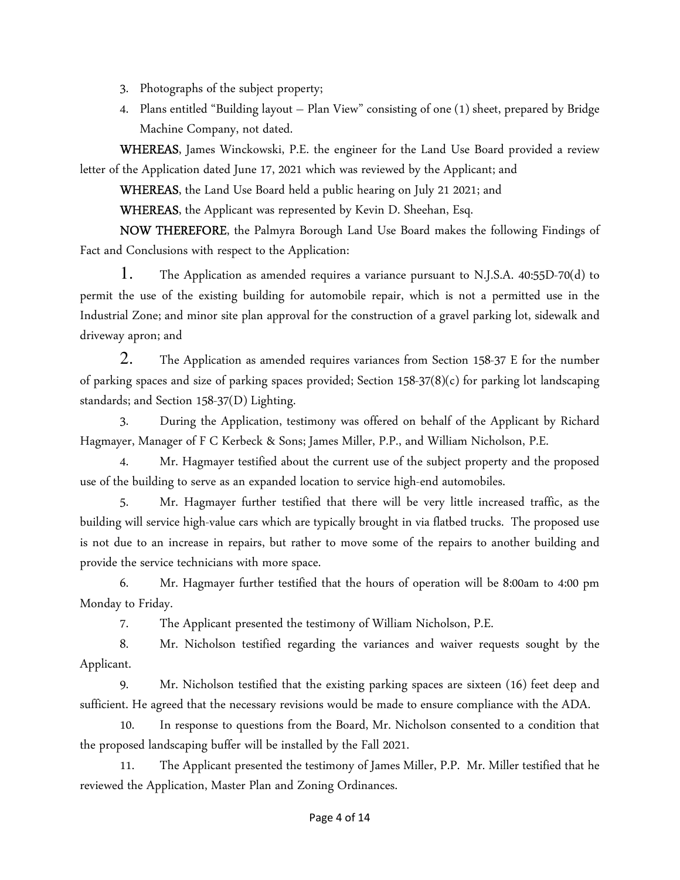3. Photographs of the subject property;
4. Plans entitled "Building layout – Plan View" consisting of one (1) sheet, prepared by Bridge Machine Company, not dated.

**WHEREAS**, James Winckowski, P.E. the engineer for the Land Use Board provided a review letter of the Application dated June 17, 2021 which was reviewed by the Applicant; and

**WHEREAS**, the Land Use Board held a public hearing on July 21 2021; and

**WHEREAS**, the Applicant was represented by Kevin D. Sheehan, Esq.

**NOW THEREFORE**, the Palmyra Borough Land Use Board makes the following Findings of Fact and Conclusions with respect to the Application:

1. The Application as amended requires a variance pursuant to N.J.S.A. 40:55D-70(d) to permit the use of the existing building for automobile repair, which is not a permitted use in the Industrial Zone; and minor site plan approval for the construction of a gravel parking lot, sidewalk and driveway apron; and

2. The Application as amended requires variances from Section 158-37 E for the number of parking spaces and size of parking spaces provided; Section 158-37(8)(c) for parking lot landscaping standards; and Section 158-37(D) Lighting.

3. During the Application, testimony was offered on behalf of the Applicant by Richard Hagmayer, Manager of F C Kerbeck & Sons; James Miller, P.P., and William Nicholson, P.E.

4. Mr. Hagmayer testified about the current use of the subject property and the proposed use of the building to serve as an expanded location to service high-end automobiles.

5. Mr. Hagmayer further testified that there will be very little increased traffic, as the building will service high-value cars which are typically brought in via flatbed trucks. The proposed use is not due to an increase in repairs, but rather to move some of the repairs to another building and provide the service technicians with more space.

6. Mr. Hagmayer further testified that the hours of operation will be 8:00am to 4:00 pm Monday to Friday.

7. The Applicant presented the testimony of William Nicholson, P.E.

8. Mr. Nicholson testified regarding the variances and waiver requests sought by the Applicant.

9. Mr. Nicholson testified that the existing parking spaces are sixteen (16) feet deep and sufficient. He agreed that the necessary revisions would be made to ensure compliance with the ADA.

10. In response to questions from the Board, Mr. Nicholson consented to a condition that the proposed landscaping buffer will be installed by the Fall 2021.

11. The Applicant presented the testimony of James Miller, P.P. Mr. Miller testified that he reviewed the Application, Master Plan and Zoning Ordinances.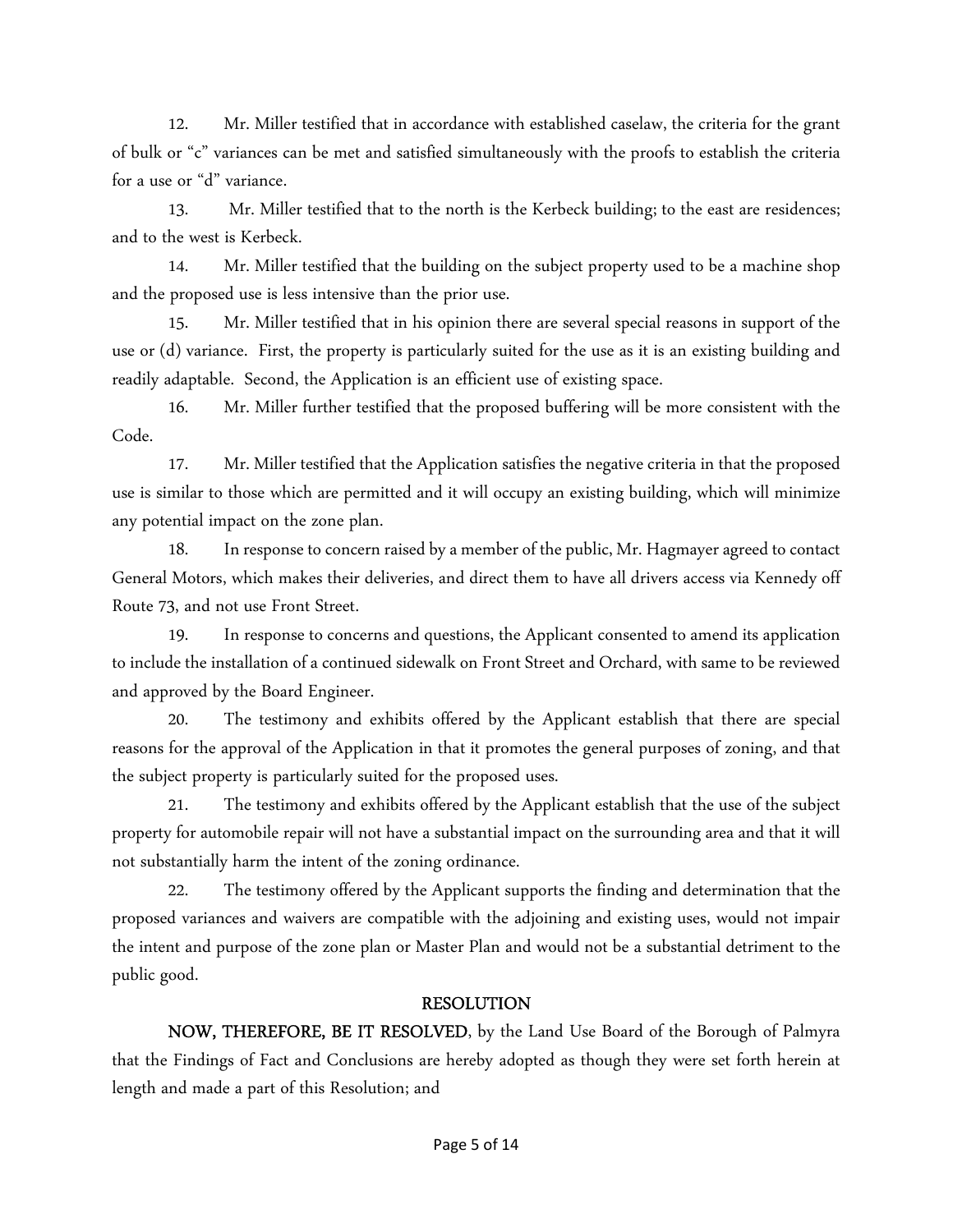12. Mr. Miller testified that in accordance with established caselaw, the criteria for the grant of bulk or "c" variances can be met and satisfied simultaneously with the proofs to establish the criteria for a use or "d" variance.

13. Mr. Miller testified that to the north is the Kerbeck building; to the east are residences; and to the west is Kerbeck.

14. Mr. Miller testified that the building on the subject property used to be a machine shop and the proposed use is less intensive than the prior use.

15. Mr. Miller testified that in his opinion there are several special reasons in support of the use or (d) variance. First, the property is particularly suited for the use as it is an existing building and readily adaptable. Second, the Application is an efficient use of existing space.

16. Mr. Miller further testified that the proposed buffering will be more consistent with the Code.

17. Mr. Miller testified that the Application satisfies the negative criteria in that the proposed use is similar to those which are permitted and it will occupy an existing building, which will minimize any potential impact on the zone plan.

18. In response to concern raised by a member of the public, Mr. Hagmayer agreed to contact General Motors, which makes their deliveries, and direct them to have all drivers access via Kennedy off Route 73, and not use Front Street.

19. In response to concerns and questions, the Applicant consented to amend its application to include the installation of a continued sidewalk on Front Street and Orchard, with same to be reviewed and approved by the Board Engineer.

20. The testimony and exhibits offered by the Applicant establish that there are special reasons for the approval of the Application in that it promotes the general purposes of zoning, and that the subject property is particularly suited for the proposed uses.

21. The testimony and exhibits offered by the Applicant establish that the use of the subject property for automobile repair will not have a substantial impact on the surrounding area and that it will not substantially harm the intent of the zoning ordinance.

22. The testimony offered by the Applicant supports the finding and determination that the proposed variances and waivers are compatible with the adjoining and existing uses, would not impair the intent and purpose of the zone plan or Master Plan and would not be a substantial detriment to the public good.

## RESOLUTION

**NOW, THEREFORE, BE IT RESOLVED**, by the Land Use Board of the Borough of Palmyra that the Findings of Fact and Conclusions are hereby adopted as though they were set forth herein at length and made a part of this Resolution; and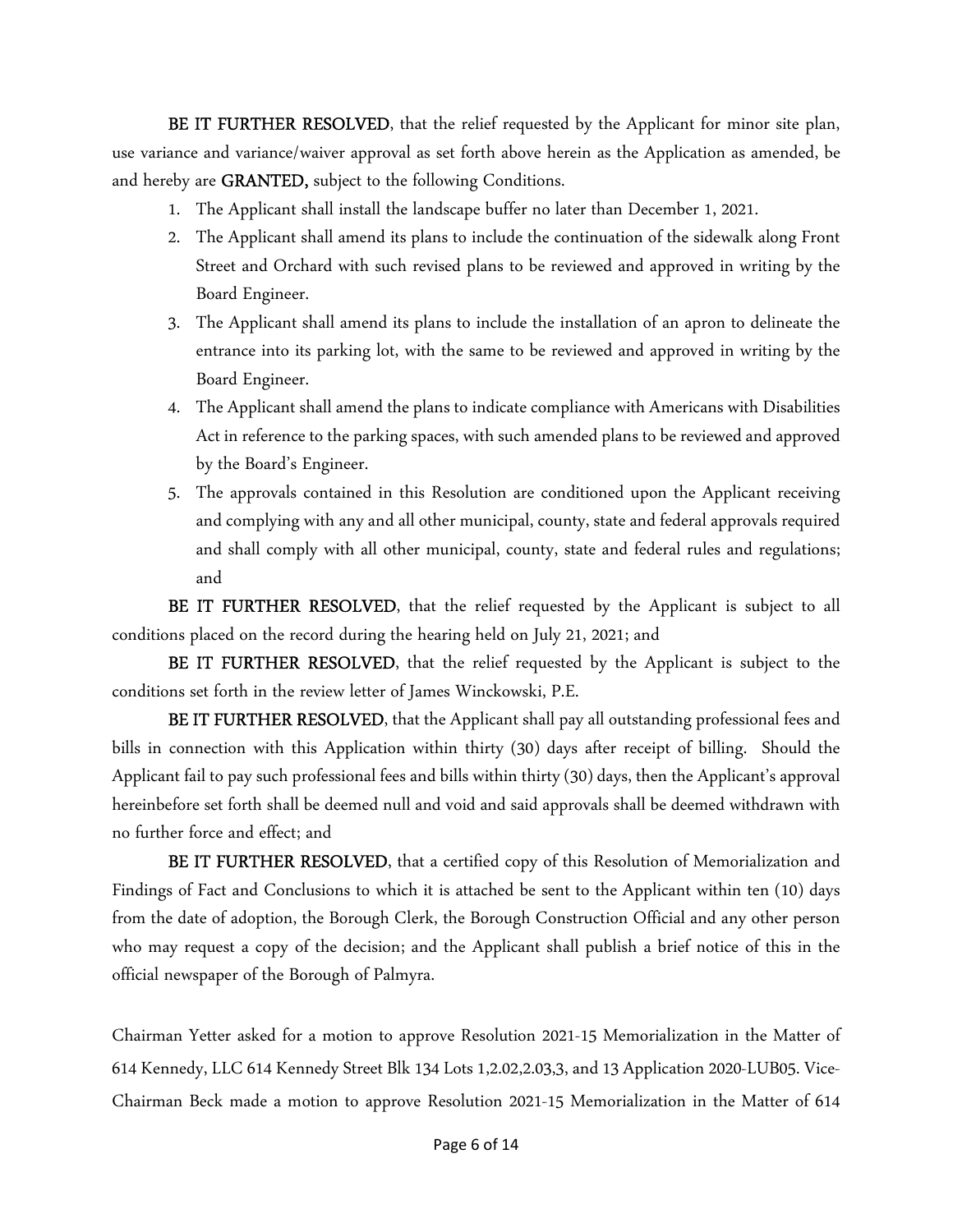**BE IT FURTHER RESOLVED**, that the relief requested by the Applicant for minor site plan, use variance and variance/waiver approval as set forth above herein as the Application as amended, be and hereby are **GRANTED,** subject to the following Conditions.

1. The Applicant shall install the landscape buffer no later than December 1, 2021.
2. The Applicant shall amend its plans to include the continuation of the sidewalk along Front Street and Orchard with such revised plans to be reviewed and approved in writing by the Board Engineer.
3. The Applicant shall amend its plans to include the installation of an apron to delineate the entrance into its parking lot, with the same to be reviewed and approved in writing by the Board Engineer.
4. The Applicant shall amend the plans to indicate compliance with Americans with Disabilities Act in reference to the parking spaces, with such amended plans to be reviewed and approved by the Board's Engineer.
5. The approvals contained in this Resolution are conditioned upon the Applicant receiving and complying with any and all other municipal, county, state and federal approvals required and shall comply with all other municipal, county, state and federal rules and regulations; and

**BE IT FURTHER RESOLVED**, that the relief requested by the Applicant is subject to all conditions placed on the record during the hearing held on July 21, 2021; and

**BE IT FURTHER RESOLVED**, that the relief requested by the Applicant is subject to the conditions set forth in the review letter of James Winckowski, P.E.

**BE IT FURTHER RESOLVED**, that the Applicant shall pay all outstanding professional fees and bills in connection with this Application within thirty (30) days after receipt of billing. Should the Applicant fail to pay such professional fees and bills within thirty (30) days, then the Applicant's approval hereinbefore set forth shall be deemed null and void and said approvals shall be deemed withdrawn with no further force and effect; and

**BE IT FURTHER RESOLVED**, that a certified copy of this Resolution of Memorialization and Findings of Fact and Conclusions to which it is attached be sent to the Applicant within ten (10) days from the date of adoption, the Borough Clerk, the Borough Construction Official and any other person who may request a copy of the decision; and the Applicant shall publish a brief notice of this in the official newspaper of the Borough of Palmyra.

Chairman Yetter asked for a motion to approve Resolution 2021-15 Memorialization in the Matter of 614 Kennedy, LLC 614 Kennedy Street Blk 134 Lots 1,2.02,2.03,3, and 13 Application 2020-LUB05. Vice-Chairman Beck made a motion to approve Resolution 2021-15 Memorialization in the Matter of 614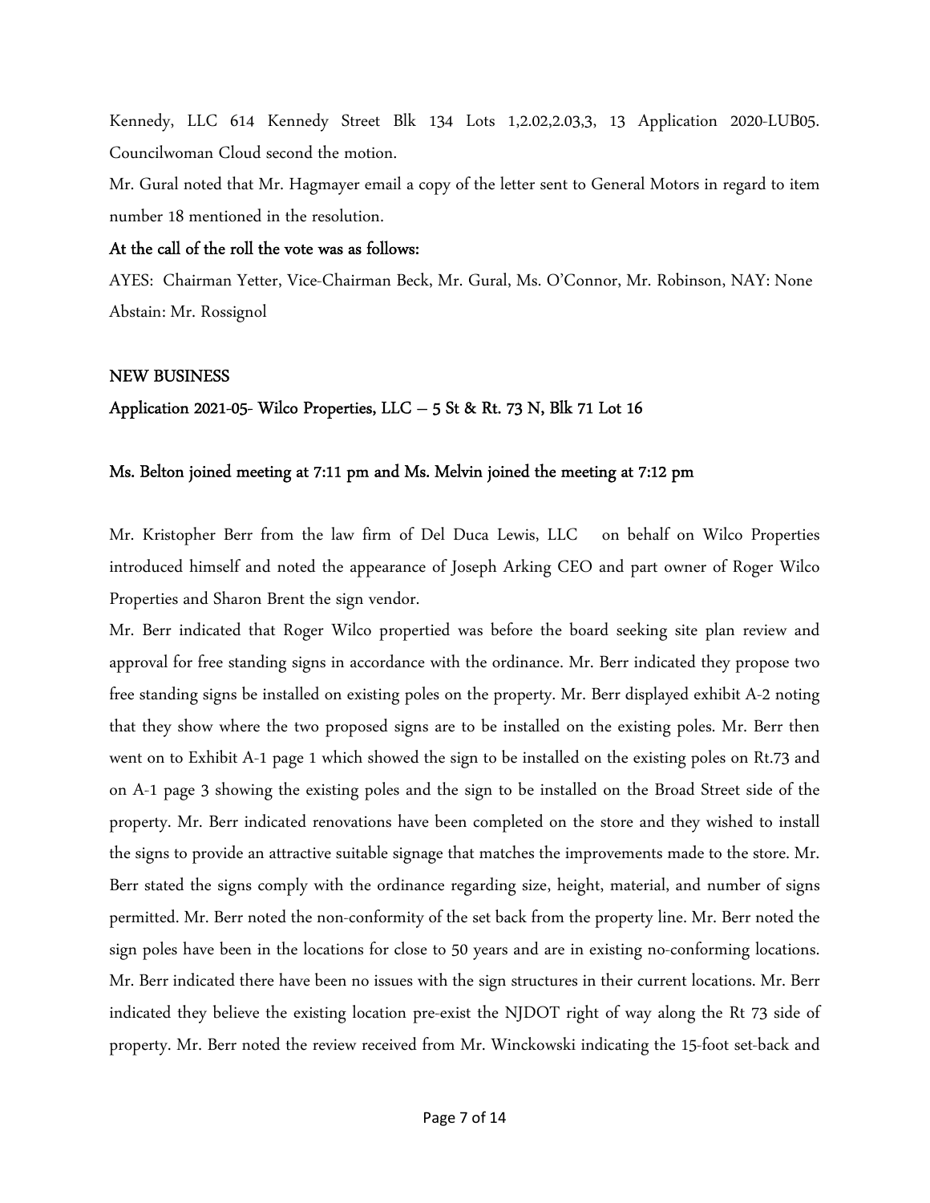Kennedy, LLC 614 Kennedy Street Blk 134 Lots 1,2.02,2.03,3, 13 Application 2020-LUB05. Councilwoman Cloud second the motion.

Mr. Gural noted that Mr. Hagmayer email a copy of the letter sent to General Motors in regard to item number 18 mentioned in the resolution.

**At the call of the roll the vote was as follows:**

AYES: Chairman Yetter, Vice-Chairman Beck, Mr. Gural, Ms. O'Connor, Mr. Robinson, NAY: None
Abstain: Mr. Rossignol

**NEW BUSINESS**

**Application 2021-05- Wilco Properties, LLC – 5 St & Rt. 73 N, Blk 71 Lot 16**

**Ms. Belton joined meeting at 7:11 pm and Ms. Melvin joined the meeting at 7:12 pm**

Mr. Kristopher Berr from the law firm of Del Duca Lewis, LLC on behalf on Wilco Properties introduced himself and noted the appearance of Joseph Arking CEO and part owner of Roger Wilco Properties and Sharon Brent the sign vendor.

Mr. Berr indicated that Roger Wilco propertied was before the board seeking site plan review and approval for free standing signs in accordance with the ordinance. Mr. Berr indicated they propose two free standing signs be installed on existing poles on the property. Mr. Berr displayed exhibit A-2 noting that they show where the two proposed signs are to be installed on the existing poles. Mr. Berr then went on to Exhibit A-1 page 1 which showed the sign to be installed on the existing poles on Rt.73 and on A-1 page 3 showing the existing poles and the sign to be installed on the Broad Street side of the property. Mr. Berr indicated renovations have been completed on the store and they wished to install the signs to provide an attractive suitable signage that matches the improvements made to the store. Mr. Berr stated the signs comply with the ordinance regarding size, height, material, and number of signs permitted. Mr. Berr noted the non-conformity of the set back from the property line. Mr. Berr noted the sign poles have been in the locations for close to 50 years and are in existing no-conforming locations. Mr. Berr indicated there have been no issues with the sign structures in their current locations. Mr. Berr indicated they believe the existing location pre-exist the NJDOT right of way along the Rt 73 side of property. Mr. Berr noted the review received from Mr. Winckowski indicating the 15-foot set-back and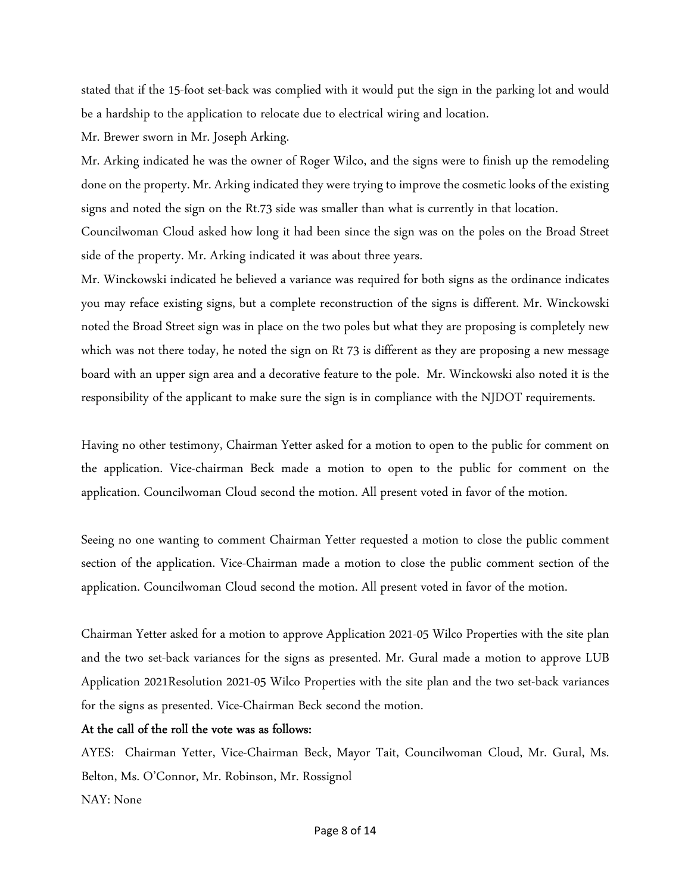stated that if the 15-foot set-back was complied with it would put the sign in the parking lot and would be a hardship to the application to relocate due to electrical wiring and location.

Mr. Brewer sworn in Mr. Joseph Arking.

Mr. Arking indicated he was the owner of Roger Wilco, and the signs were to finish up the remodeling done on the property. Mr. Arking indicated they were trying to improve the cosmetic looks of the existing signs and noted the sign on the Rt.73 side was smaller than what is currently in that location.

Councilwoman Cloud asked how long it had been since the sign was on the poles on the Broad Street side of the property. Mr. Arking indicated it was about three years.

Mr. Winckowski indicated he believed a variance was required for both signs as the ordinance indicates you may reface existing signs, but a complete reconstruction of the signs is different. Mr. Winckowski noted the Broad Street sign was in place on the two poles but what they are proposing is completely new which was not there today, he noted the sign on Rt 73 is different as they are proposing a new message board with an upper sign area and a decorative feature to the pole. Mr. Winckowski also noted it is the responsibility of the applicant to make sure the sign is in compliance with the NJDOT requirements.

Having no other testimony, Chairman Yetter asked for a motion to open to the public for comment on the application. Vice-chairman Beck made a motion to open to the public for comment on the application. Councilwoman Cloud second the motion. All present voted in favor of the motion.

Seeing no one wanting to comment Chairman Yetter requested a motion to close the public comment section of the application. Vice-Chairman made a motion to close the public comment section of the application. Councilwoman Cloud second the motion. All present voted in favor of the motion.

Chairman Yetter asked for a motion to approve Application 2021-05 Wilco Properties with the site plan and the two set-back variances for the signs as presented. Mr. Gural made a motion to approve LUB Application 2021Resolution 2021-05 Wilco Properties with the site plan and the two set-back variances for the signs as presented. Vice-Chairman Beck second the motion.

**At the call of the roll the vote was as follows:**

AYES: Chairman Yetter, Vice-Chairman Beck, Mayor Tait, Councilwoman Cloud, Mr. Gural, Ms. Belton, Ms. O'Connor, Mr. Robinson, Mr. Rossignol

NAY: None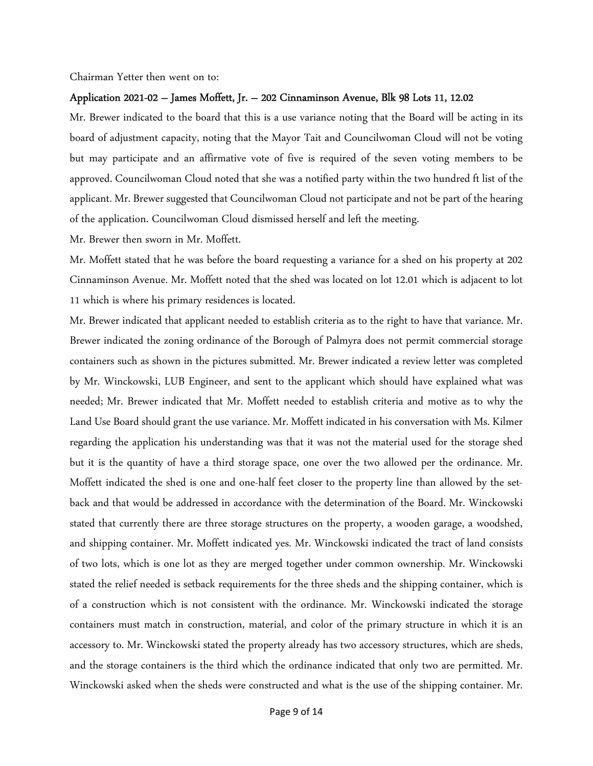Chairman Yetter then went on to:

**Application 2021-02 – James Moffett, Jr. – 202 Cinnaminson Avenue, Blk 98 Lots 11, 12.02**

Mr. Brewer indicated to the board that this is a use variance noting that the Board will be acting in its board of adjustment capacity, noting that the Mayor Tait and Councilwoman Cloud will not be voting but may participate and an affirmative vote of five is required of the seven voting members to be approved. Councilwoman Cloud noted that she was a notified party within the two hundred ft list of the applicant. Mr. Brewer suggested that Councilwoman Cloud not participate and not be part of the hearing of the application. Councilwoman Cloud dismissed herself and left the meeting.

Mr. Brewer then sworn in Mr. Moffett.

Mr. Moffett stated that he was before the board requesting a variance for a shed on his property at 202 Cinnaminson Avenue. Mr. Moffett noted that the shed was located on lot 12.01 which is adjacent to lot 11 which is where his primary residences is located.

Mr. Brewer indicated that applicant needed to establish criteria as to the right to have that variance. Mr. Brewer indicated the zoning ordinance of the Borough of Palmyra does not permit commercial storage containers such as shown in the pictures submitted. Mr. Brewer indicated a review letter was completed by Mr. Winckowski, LUB Engineer, and sent to the applicant which should have explained what was needed; Mr. Brewer indicated that Mr. Moffett needed to establish criteria and motive as to why the Land Use Board should grant the use variance. Mr. Moffett indicated in his conversation with Ms. Kilmer regarding the application his understanding was that it was not the material used for the storage shed but it is the quantity of have a third storage space, one over the two allowed per the ordinance. Mr. Moffett indicated the shed is one and one-half feet closer to the property line than allowed by the set-back and that would be addressed in accordance with the determination of the Board. Mr. Winckowski stated that currently there are three storage structures on the property, a wooden garage, a woodshed, and shipping container. Mr. Moffett indicated yes. Mr. Winckowski indicated the tract of land consists of two lots, which is one lot as they are merged together under common ownership. Mr. Winckowski stated the relief needed is setback requirements for the three sheds and the shipping container, which is of a construction which is not consistent with the ordinance. Mr. Winckowski indicated the storage containers must match in construction, material, and color of the primary structure in which it is an accessory to. Mr. Winckowski stated the property already has two accessory structures, which are sheds, and the storage containers is the third which the ordinance indicated that only two are permitted. Mr. Winckowski asked when the sheds were constructed and what is the use of the shipping container. Mr.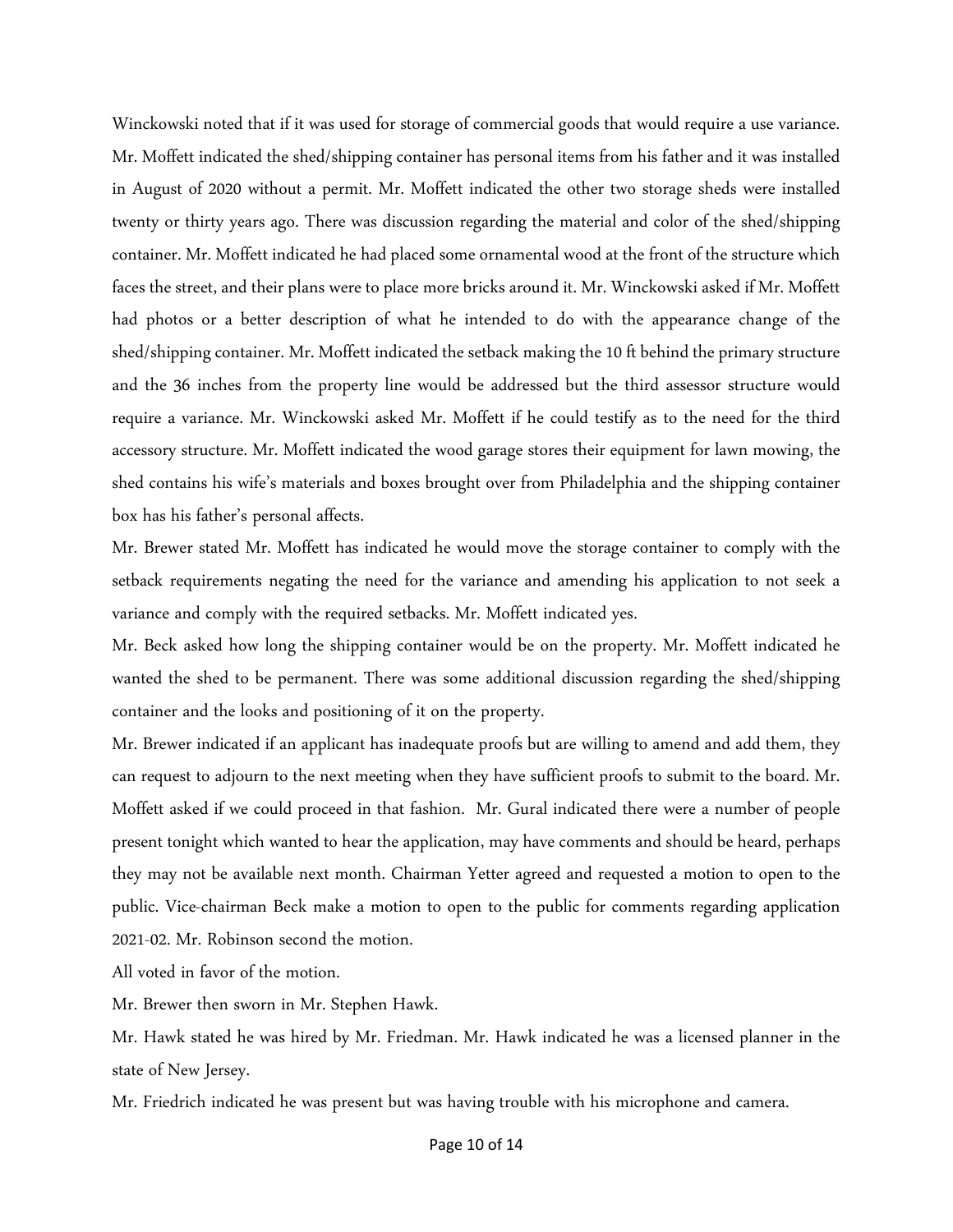Winckowski noted that if it was used for storage of commercial goods that would require a use variance. Mr. Moffett indicated the shed/shipping container has personal items from his father and it was installed in August of 2020 without a permit. Mr. Moffett indicated the other two storage sheds were installed twenty or thirty years ago. There was discussion regarding the material and color of the shed/shipping container. Mr. Moffett indicated he had placed some ornamental wood at the front of the structure which faces the street, and their plans were to place more bricks around it. Mr. Winckowski asked if Mr. Moffett had photos or a better description of what he intended to do with the appearance change of the shed/shipping container. Mr. Moffett indicated the setback making the 10 ft behind the primary structure and the 36 inches from the property line would be addressed but the third assessor structure would require a variance. Mr. Winckowski asked Mr. Moffett if he could testify as to the need for the third accessory structure. Mr. Moffett indicated the wood garage stores their equipment for lawn mowing, the shed contains his wife's materials and boxes brought over from Philadelphia and the shipping container box has his father's personal affects.

Mr. Brewer stated Mr. Moffett has indicated he would move the storage container to comply with the setback requirements negating the need for the variance and amending his application to not seek a variance and comply with the required setbacks. Mr. Moffett indicated yes.

Mr. Beck asked how long the shipping container would be on the property. Mr. Moffett indicated he wanted the shed to be permanent. There was some additional discussion regarding the shed/shipping container and the looks and positioning of it on the property.

Mr. Brewer indicated if an applicant has inadequate proofs but are willing to amend and add them, they can request to adjourn to the next meeting when they have sufficient proofs to submit to the board. Mr. Moffett asked if we could proceed in that fashion. Mr. Gural indicated there were a number of people present tonight which wanted to hear the application, may have comments and should be heard, perhaps they may not be available next month. Chairman Yetter agreed and requested a motion to open to the public. Vice-chairman Beck make a motion to open to the public for comments regarding application 2021-02. Mr. Robinson second the motion.

All voted in favor of the motion.

Mr. Brewer then sworn in Mr. Stephen Hawk.

Mr. Hawk stated he was hired by Mr. Friedman. Mr. Hawk indicated he was a licensed planner in the state of New Jersey.

Mr. Friedrich indicated he was present but was having trouble with his microphone and camera.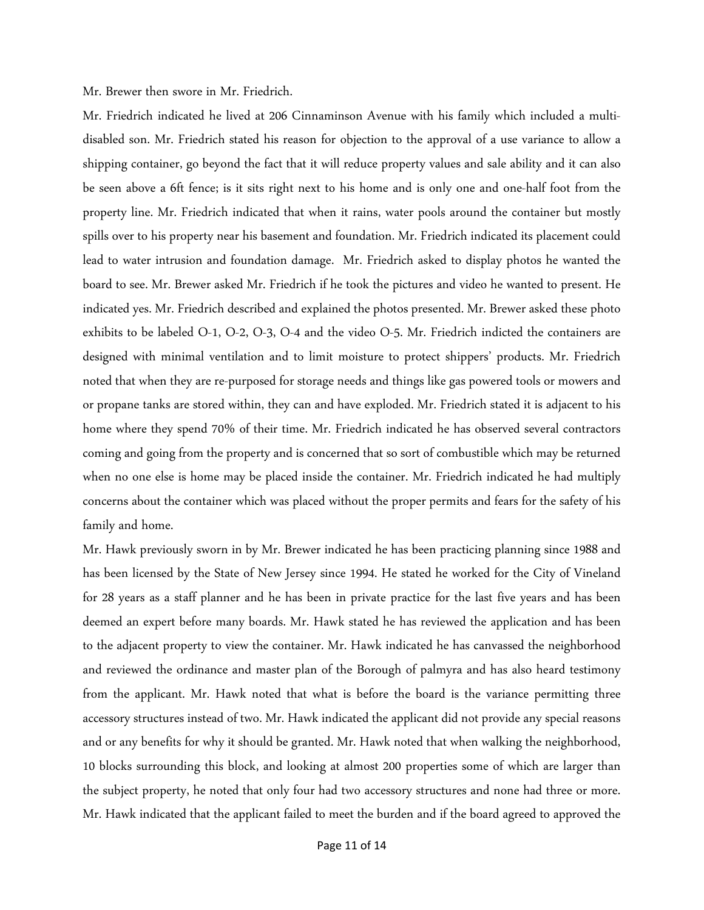Mr. Brewer then swore in Mr. Friedrich.

Mr. Friedrich indicated he lived at 206 Cinnaminson Avenue with his family which included a multi-disabled son. Mr. Friedrich stated his reason for objection to the approval of a use variance to allow a shipping container, go beyond the fact that it will reduce property values and sale ability and it can also be seen above a 6ft fence; is it sits right next to his home and is only one and one-half foot from the property line. Mr. Friedrich indicated that when it rains, water pools around the container but mostly spills over to his property near his basement and foundation. Mr. Friedrich indicated its placement could lead to water intrusion and foundation damage. Mr. Friedrich asked to display photos he wanted the board to see. Mr. Brewer asked Mr. Friedrich if he took the pictures and video he wanted to present. He indicated yes. Mr. Friedrich described and explained the photos presented. Mr. Brewer asked these photo exhibits to be labeled O-1, O-2, O-3, O-4 and the video O-5. Mr. Friedrich indicted the containers are designed with minimal ventilation and to limit moisture to protect shippers' products. Mr. Friedrich noted that when they are re-purposed for storage needs and things like gas powered tools or mowers and or propane tanks are stored within, they can and have exploded. Mr. Friedrich stated it is adjacent to his home where they spend 70% of their time. Mr. Friedrich indicated he has observed several contractors coming and going from the property and is concerned that so sort of combustible which may be returned when no one else is home may be placed inside the container. Mr. Friedrich indicated he had multiply concerns about the container which was placed without the proper permits and fears for the safety of his family and home.

Mr. Hawk previously sworn in by Mr. Brewer indicated he has been practicing planning since 1988 and has been licensed by the State of New Jersey since 1994. He stated he worked for the City of Vineland for 28 years as a staff planner and he has been in private practice for the last five years and has been deemed an expert before many boards. Mr. Hawk stated he has reviewed the application and has been to the adjacent property to view the container. Mr. Hawk indicated he has canvassed the neighborhood and reviewed the ordinance and master plan of the Borough of palmyra and has also heard testimony from the applicant. Mr. Hawk noted that what is before the board is the variance permitting three accessory structures instead of two. Mr. Hawk indicated the applicant did not provide any special reasons and or any benefits for why it should be granted. Mr. Hawk noted that when walking the neighborhood, 10 blocks surrounding this block, and looking at almost 200 properties some of which are larger than the subject property, he noted that only four had two accessory structures and none had three or more. Mr. Hawk indicated that the applicant failed to meet the burden and if the board agreed to approved the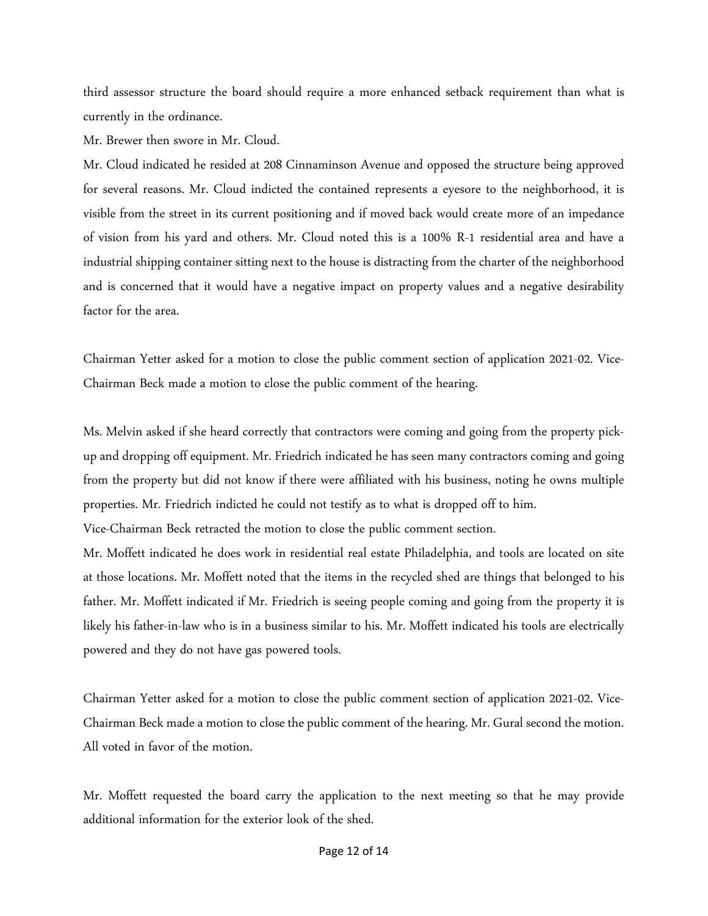third assessor structure the board should require a more enhanced setback requirement than what is currently in the ordinance.

Mr. Brewer then swore in Mr. Cloud.

Mr. Cloud indicated he resided at 208 Cinnaminson Avenue and opposed the structure being approved for several reasons. Mr. Cloud indicted the contained represents a eyesore to the neighborhood, it is visible from the street in its current positioning and if moved back would create more of an impedance of vision from his yard and others. Mr. Cloud noted this is a 100% R-1 residential area and have a industrial shipping container sitting next to the house is distracting from the charter of the neighborhood and is concerned that it would have a negative impact on property values and a negative desirability factor for the area.

Chairman Yetter asked for a motion to close the public comment section of application 2021-02. Vice-Chairman Beck made a motion to close the public comment of the hearing.

Ms. Melvin asked if she heard correctly that contractors were coming and going from the property pick-up and dropping off equipment. Mr. Friedrich indicated he has seen many contractors coming and going from the property but did not know if there were affiliated with his business, noting he owns multiple properties. Mr. Friedrich indicted he could not testify as to what is dropped off to him.

Vice-Chairman Beck retracted the motion to close the public comment section.

Mr. Moffett indicated he does work in residential real estate Philadelphia, and tools are located on site at those locations. Mr. Moffett noted that the items in the recycled shed are things that belonged to his father. Mr. Moffett indicated if Mr. Friedrich is seeing people coming and going from the property it is likely his father-in-law who is in a business similar to his. Mr. Moffett indicated his tools are electrically powered and they do not have gas powered tools.

Chairman Yetter asked for a motion to close the public comment section of application 2021-02. Vice-Chairman Beck made a motion to close the public comment of the hearing. Mr. Gural second the motion. All voted in favor of the motion.

Mr. Moffett requested the board carry the application to the next meeting so that he may provide additional information for the exterior look of the shed.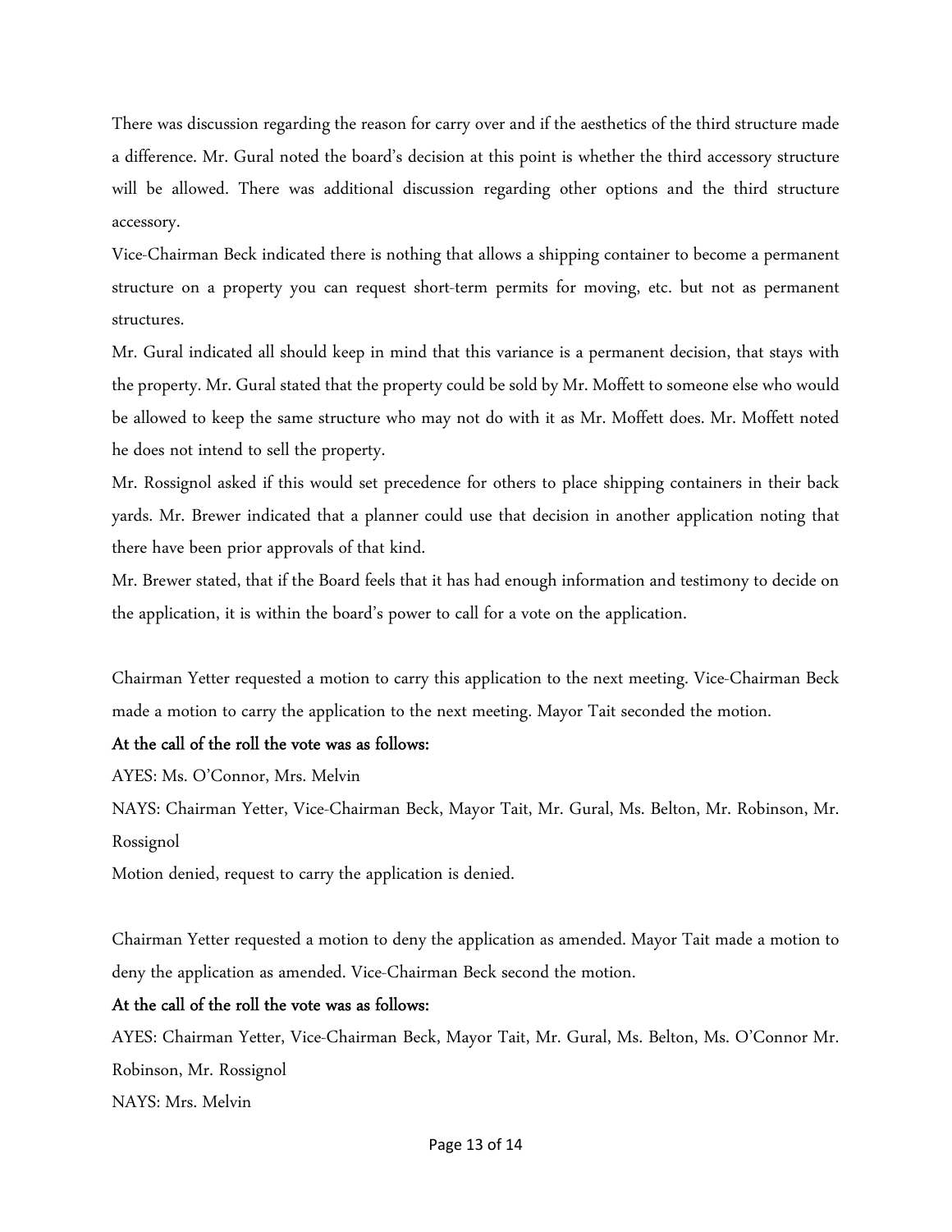There was discussion regarding the reason for carry over and if the aesthetics of the third structure made a difference. Mr. Gural noted the board's decision at this point is whether the third accessory structure will be allowed. There was additional discussion regarding other options and the third structure accessory.

Vice-Chairman Beck indicated there is nothing that allows a shipping container to become a permanent structure on a property you can request short-term permits for moving, etc. but not as permanent structures.

Mr. Gural indicated all should keep in mind that this variance is a permanent decision, that stays with the property. Mr. Gural stated that the property could be sold by Mr. Moffett to someone else who would be allowed to keep the same structure who may not do with it as Mr. Moffett does. Mr. Moffett noted he does not intend to sell the property.

Mr. Rossignol asked if this would set precedence for others to place shipping containers in their back yards. Mr. Brewer indicated that a planner could use that decision in another application noting that there have been prior approvals of that kind.

Mr. Brewer stated, that if the Board feels that it has had enough information and testimony to decide on the application, it is within the board's power to call for a vote on the application.

Chairman Yetter requested a motion to carry this application to the next meeting. Vice-Chairman Beck made a motion to carry the application to the next meeting. Mayor Tait seconded the motion.

**At the call of the roll the vote was as follows:**

AYES: Ms. O'Connor, Mrs. Melvin

NAYS: Chairman Yetter, Vice-Chairman Beck, Mayor Tait, Mr. Gural, Ms. Belton, Mr. Robinson, Mr. Rossignol

Motion denied, request to carry the application is denied.

Chairman Yetter requested a motion to deny the application as amended. Mayor Tait made a motion to deny the application as amended. Vice-Chairman Beck second the motion.

**At the call of the roll the vote was as follows:**

AYES: Chairman Yetter, Vice-Chairman Beck, Mayor Tait, Mr. Gural, Ms. Belton, Ms. O'Connor Mr. Robinson, Mr. Rossignol

NAYS: Mrs. Melvin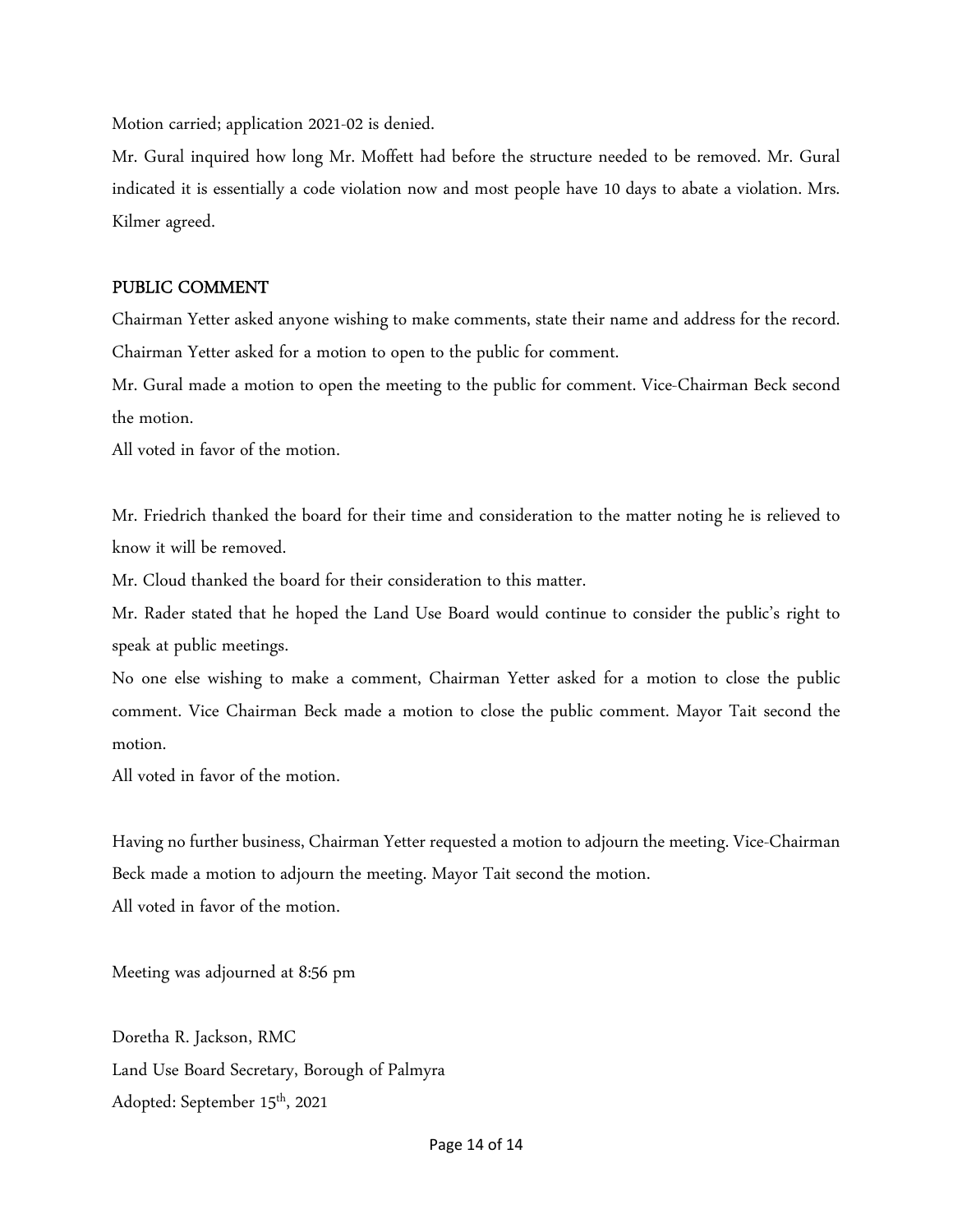Motion carried; application 2021-02 is denied.

Mr. Gural inquired how long Mr. Moffett had before the structure needed to be removed. Mr. Gural indicated it is essentially a code violation now and most people have 10 days to abate a violation. Mrs. Kilmer agreed.

## PUBLIC COMMENT

Chairman Yetter asked anyone wishing to make comments, state their name and address for the record. Chairman Yetter asked for a motion to open to the public for comment.

Mr. Gural made a motion to open the meeting to the public for comment. Vice-Chairman Beck second the motion.

All voted in favor of the motion.

Mr. Friedrich thanked the board for their time and consideration to the matter noting he is relieved to know it will be removed.

Mr. Cloud thanked the board for their consideration to this matter.

Mr. Rader stated that he hoped the Land Use Board would continue to consider the public's right to speak at public meetings.

No one else wishing to make a comment, Chairman Yetter asked for a motion to close the public comment. Vice Chairman Beck made a motion to close the public comment. Mayor Tait second the motion.

All voted in favor of the motion.

Having no further business, Chairman Yetter requested a motion to adjourn the meeting. Vice-Chairman Beck made a motion to adjourn the meeting. Mayor Tait second the motion.

All voted in favor of the motion.

Meeting was adjourned at 8:56 pm

Doretha R. Jackson, RMC

Land Use Board Secretary, Borough of Palmyra

Adopted: September 15th, 2021